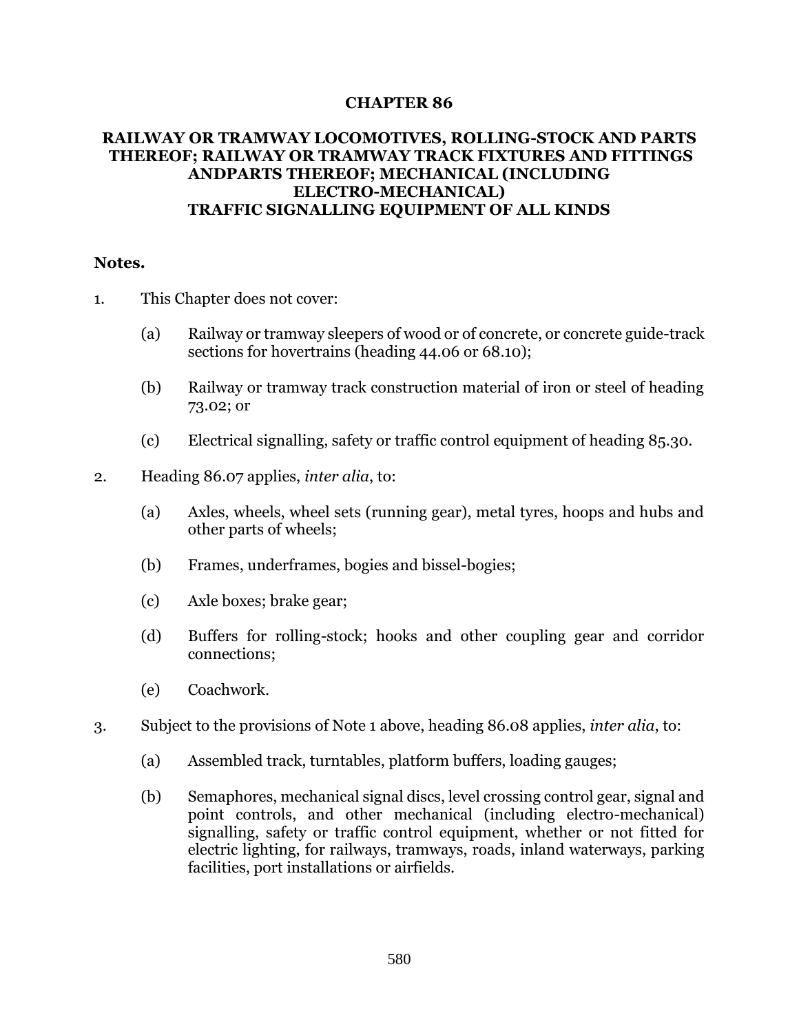# CHAPTER 86

## RAILWAY OR TRAMWAY LOCOMOTIVES, ROLLING-STOCK AND PARTS THEREOF; RAILWAY OR TRAMWAY TRACK FIXTURES AND FITTINGS ANDPARTS THEREOF; MECHANICAL (INCLUDING ELECTRO-MECHANICAL) TRAFFIC SIGNALLING EQUIPMENT OF ALL KINDS

**Notes.**

1. This Chapter does not cover:

   (a) Railway or tramway sleepers of wood or of concrete, or concrete guide-track sections for hovertrains (heading 44.06 or 68.10);

   (b) Railway or tramway track construction material of iron or steel of heading 73.02; or

   (c) Electrical signalling, safety or traffic control equipment of heading 85.30.

2. Heading 86.07 applies, *inter alia*, to:

   (a) Axles, wheels, wheel sets (running gear), metal tyres, hoops and hubs and other parts of wheels;

   (b) Frames, underframes, bogies and bissel-bogies;

   (c) Axle boxes; brake gear;

   (d) Buffers for rolling-stock; hooks and other coupling gear and corridor connections;

   (e) Coachwork.

3. Subject to the provisions of Note 1 above, heading 86.08 applies, *inter alia*, to:

   (a) Assembled track, turntables, platform buffers, loading gauges;

   (b) Semaphores, mechanical signal discs, level crossing control gear, signal and point controls, and other mechanical (including electro-mechanical) signalling, safety or traffic control equipment, whether or not fitted for electric lighting, for railways, tramways, roads, inland waterways, parking facilities, port installations or airfields.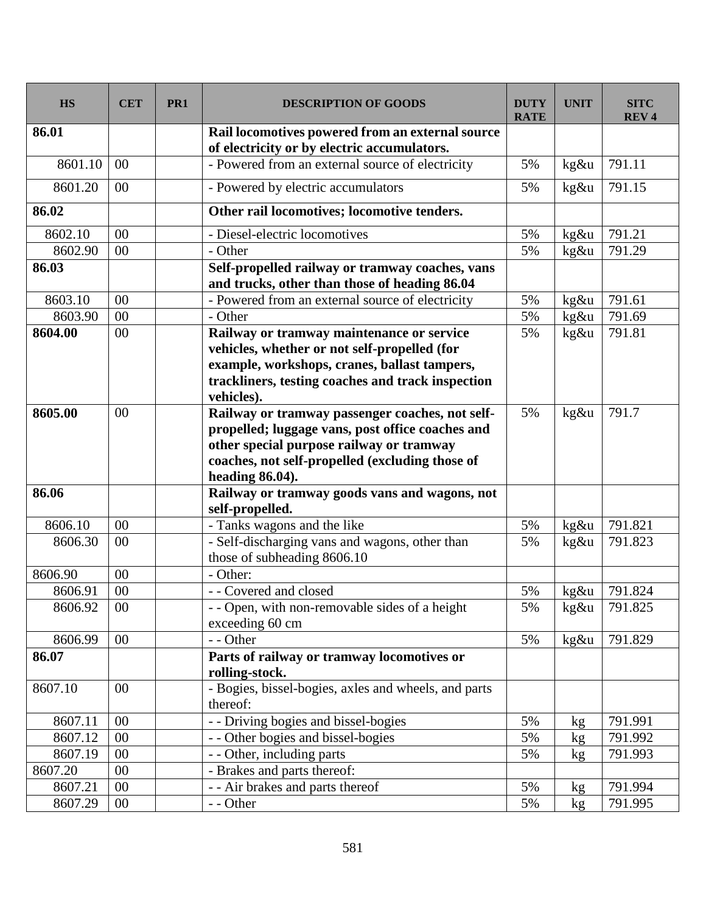| HS | CET | PR1 | DESCRIPTION OF GOODS | DUTY RATE | UNIT | SITC REV 4 |
|---|---|---|---|---|---|---|
| **86.01** | | | **Rail locomotives powered from an external source of electricity or by electric accumulators.** | | | |
| 8601.10 | 00 | | - Powered from an external source of electricity | 5% | kg&u | 791.11 |
| 8601.20 | 00 | | - Powered by electric accumulators | 5% | kg&u | 791.15 |
| **86.02** | | | **Other rail locomotives; locomotive tenders.** | | | |
| 8602.10 | 00 | | - Diesel-electric locomotives | 5% | kg&u | 791.21 |
| 8602.90 | 00 | | - Other | 5% | kg&u | 791.29 |
| **86.03** | | | **Self-propelled railway or tramway coaches, vans and trucks, other than those of heading 86.04** | | | |
| 8603.10 | 00 | | - Powered from an external source of electricity | 5% | kg&u | 791.61 |
| 8603.90 | 00 | | - Other | 5% | kg&u | 791.69 |
| **8604.00** | 00 | | **Railway or tramway maintenance or service vehicles, whether or not self-propelled (for example, workshops, cranes, ballast tampers, trackliners, testing coaches and track inspection vehicles).** | 5% | kg&u | 791.81 |
| **8605.00** | 00 | | **Railway or tramway passenger coaches, not self-propelled; luggage vans, post office coaches and other special purpose railway or tramway coaches, not self-propelled (excluding those of heading 86.04).** | 5% | kg&u | 791.7 |
| **86.06** | | | **Railway or tramway goods vans and wagons, not self-propelled.** | | | |
| 8606.10 | 00 | | - Tanks wagons and the like | 5% | kg&u | 791.821 |
| 8606.30 | 00 | | - Self-discharging vans and wagons, other than those of subheading 8606.10 | 5% | kg&u | 791.823 |
| 8606.90 | 00 | | - Other: | | | |
| 8606.91 | 00 | | - - Covered and closed | 5% | kg&u | 791.824 |
| 8606.92 | 00 | | - - Open, with non-removable sides of a height exceeding 60 cm | 5% | kg&u | 791.825 |
| 8606.99 | 00 | | - - Other | 5% | kg&u | 791.829 |
| **86.07** | | | **Parts of railway or tramway locomotives or rolling-stock.** | | | |
| 8607.10 | 00 | | - Bogies, bissel-bogies, axles and wheels, and parts thereof: | | | |
| 8607.11 | 00 | | - - Driving bogies and bissel-bogies | 5% | kg | 791.991 |
| 8607.12 | 00 | | - - Other bogies and bissel-bogies | 5% | kg | 791.992 |
| 8607.19 | 00 | | - - Other, including parts | 5% | kg | 791.993 |
| 8607.20 | 00 | | - Brakes and parts thereof: | | | |
| 8607.21 | 00 | | - - Air brakes and parts thereof | 5% | kg | 791.994 |
| 8607.29 | 00 | | - - Other | 5% | kg | 791.995 |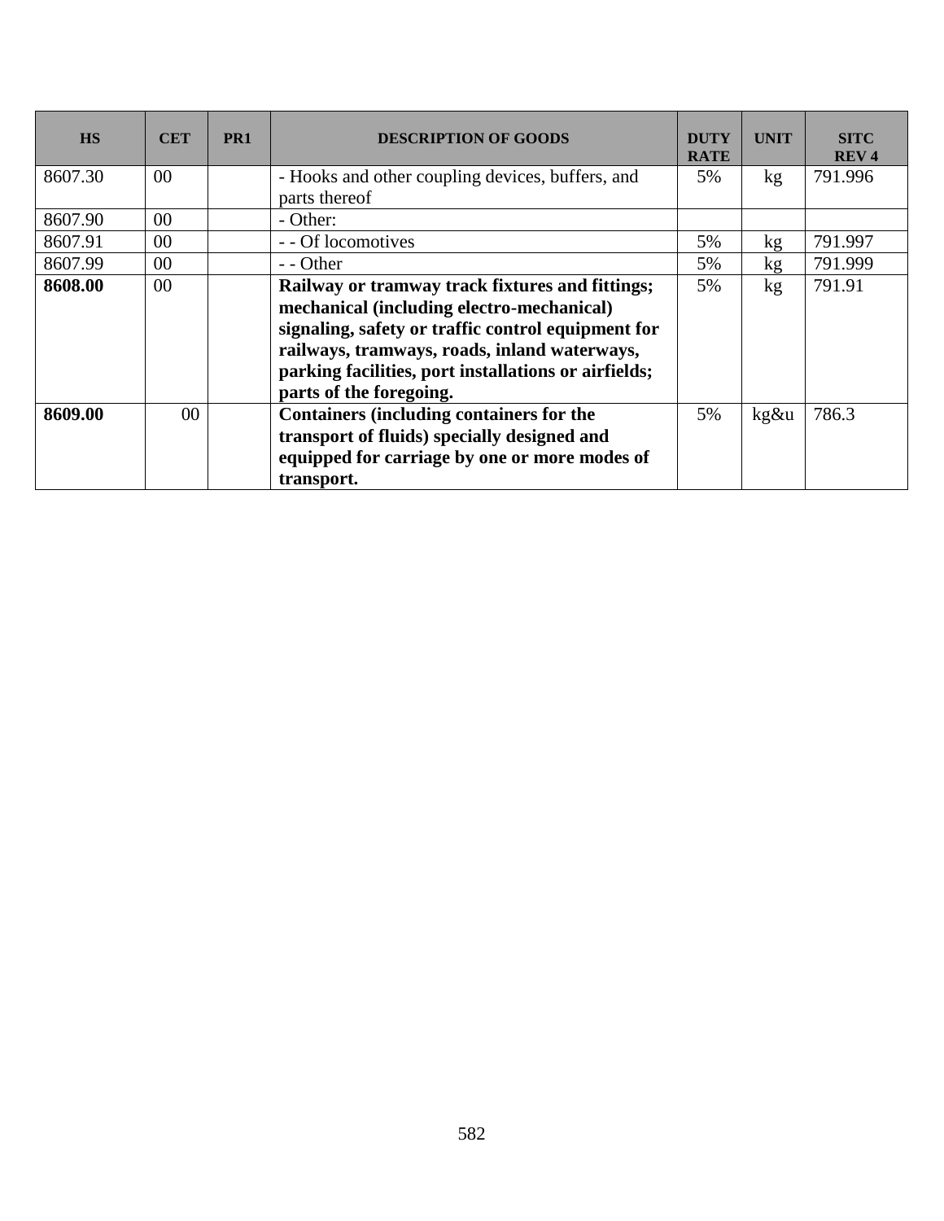| HS | CET | PR1 | DESCRIPTION OF GOODS | DUTY RATE | UNIT | SITC REV 4 |
|---|---|---|---|---|---|---|
| 8607.30 | 00 | | - Hooks and other coupling devices, buffers, and parts thereof | 5% | kg | 791.996 |
| 8607.90 | 00 | | - Other: | | | |
| 8607.91 | 00 | | - - Of locomotives | 5% | kg | 791.997 |
| 8607.99 | 00 | | - - Other | 5% | kg | 791.999 |
| **8608.00** | 00 | | **Railway or tramway track fixtures and fittings; mechanical (including electro-mechanical) signaling, safety or traffic control equipment for railways, tramways, roads, inland waterways, parking facilities, port installations or airfields; parts of the foregoing.** | 5% | kg | 791.91 |
| **8609.00** | 00 | | **Containers (including containers for the transport of fluids) specially designed and equipped for carriage by one or more modes of transport.** | 5% | kg&u | 786.3 |